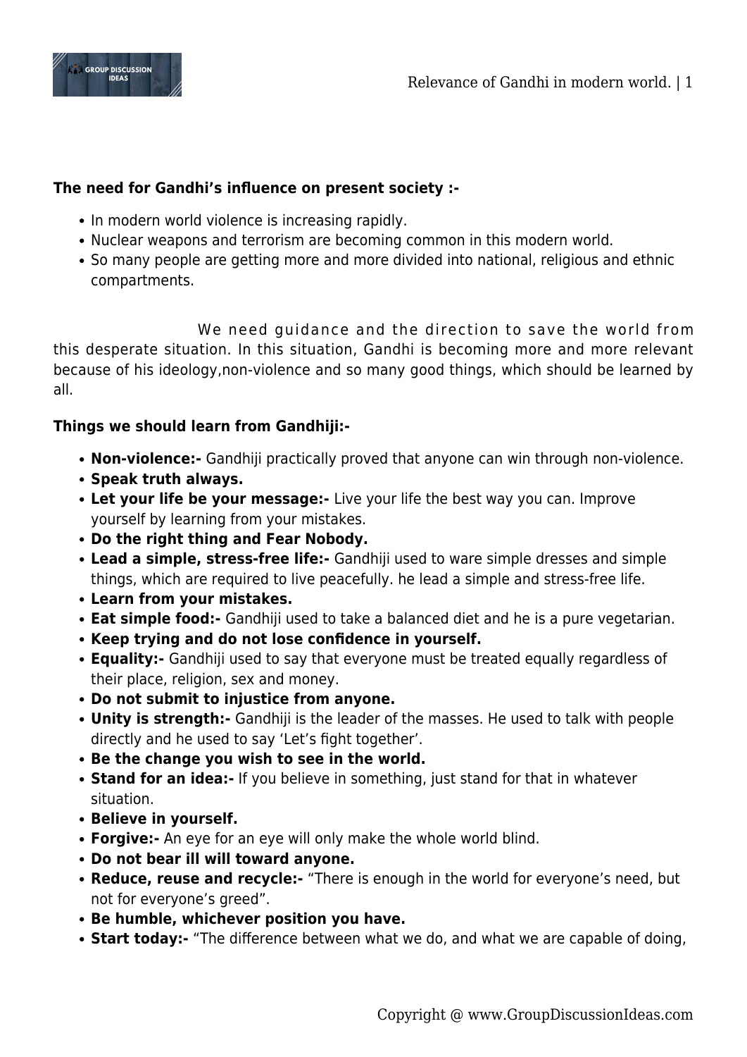**The need for Gandhi's influence on present society :-**

- In modern world violence is increasing rapidly.
- Nuclear weapons and terrorism are becoming common in this modern world.
- So many people are getting more and more divided into national, religious and ethnic compartments.

We need guidance and the direction to save the world from this desperate situation. In this situation, Gandhi is becoming more and more relevant because of his ideology,non-violence and so many good things, which should be learned by all.

**Things we should learn from Gandhiji:-**

- **Non-violence:-** Gandhiji practically proved that anyone can win through non-violence.
- **Speak truth always.**
- **Let your life be your message:-** Live your life the best way you can. Improve yourself by learning from your mistakes.
- **Do the right thing and Fear Nobody.**
- **Lead a simple, stress-free life:-** Gandhiji used to ware simple dresses and simple things, which are required to live peacefully. he lead a simple and stress-free life.
- **Learn from your mistakes.**
- **Eat simple food:-** Gandhiji used to take a balanced diet and he is a pure vegetarian.
- **Keep trying and do not lose confidence in yourself.**
- **Equality:-** Gandhiji used to say that everyone must be treated equally regardless of their place, religion, sex and money.
- **Do not submit to injustice from anyone.**
- **Unity is strength:-** Gandhiji is the leader of the masses. He used to talk with people directly and he used to say 'Let's fight together'.
- **Be the change you wish to see in the world.**
- **Stand for an idea:-** If you believe in something, just stand for that in whatever situation.
- **Believe in yourself.**
- **Forgive:-** An eye for an eye will only make the whole world blind.
- **Do not bear ill will toward anyone.**
- **Reduce, reuse and recycle:-** "There is enough in the world for everyone's need, but not for everyone's greed".
- **Be humble, whichever position you have.**
- **Start today:-** "The difference between what we do, and what we are capable of doing,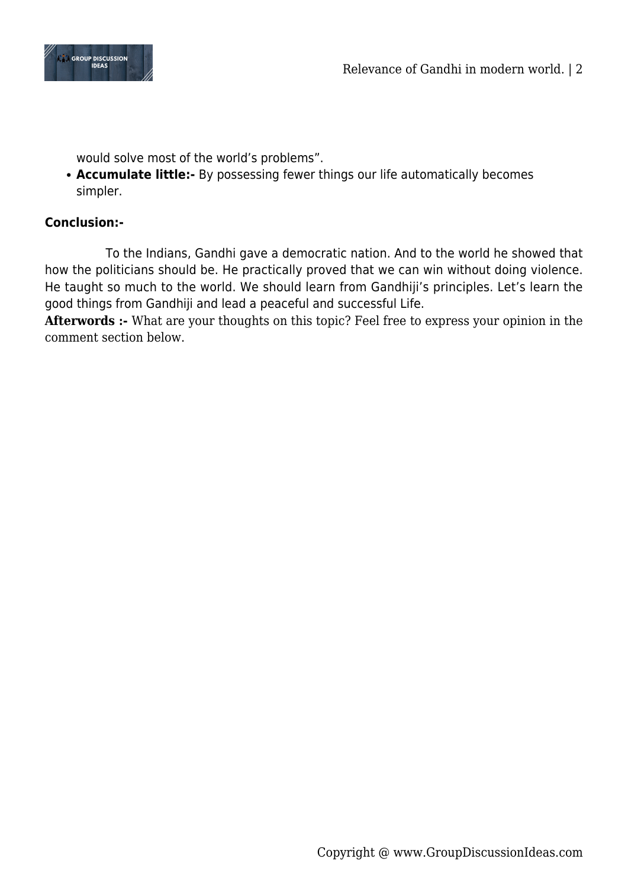would solve most of the world's problems".

- **Accumulate little:-** By possessing fewer things our life automatically becomes simpler.

**Conclusion:-**

To the Indians, Gandhi gave a democratic nation. And to the world he showed that how the politicians should be. He practically proved that we can win without doing violence. He taught so much to the world. We should learn from Gandhiji's principles. Let's learn the good things from Gandhiji and lead a peaceful and successful Life.

**Afterwords :-** What are your thoughts on this topic? Feel free to express your opinion in the comment section below.